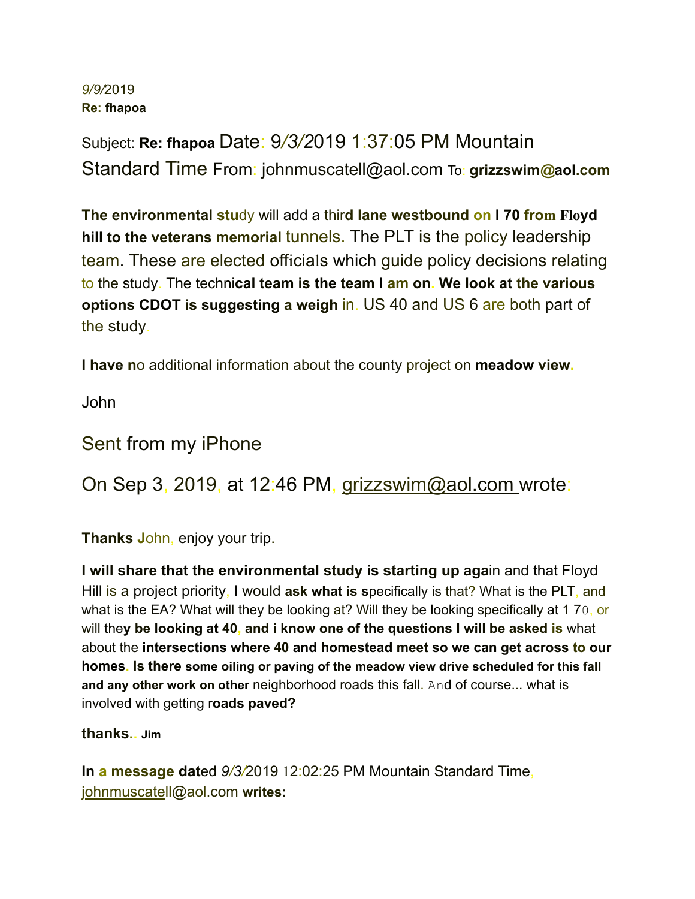*9/9/*2019
**Re: fhapoa**

Subject: **Re: fhapoa** Date: 9/3/2019 1:37:05 PM Mountain Standard Time From: johnmuscatell@aol.com To: **grizzswim@aol.com**

**The environmental stu**dy will add a thir**d lane westbound on I 70 from Floyd hill to the veterans memorial** tunnels. The PLT is the policy leadership team. These are elected officials which guide policy decisions relating to the study. The techni**cal team is the team I am on. We look at the various options CDOT is suggesting a weigh** in. US 40 and US 6 are both part of the study.

**I have n**o additional information about the county project on **meadow view.**

John

Sent from my iPhone

On Sep 3, 2019, at 12:46 PM, grizzswim@aol.com wrote:

**Thanks J**ohn, enjoy your trip.

**I will share that the environmental study is starting up aga**in and that Floyd Hill is a project priority, I would **ask what is s**pecifically is that? What is the PLT, and what is the EA? What will they be looking at? Will they be looking specifically at 1 70, or will the**y be looking at 40, and i know one of the questions I will be asked is** what about the **intersections where 40 and homestead meet so we can get across to our homes. Is there some oiling or paving of the meadow view drive scheduled for this fall and any other work on other** neighborhood roads this fall. And of course... what is involved with getting r**oads paved?**

**thanks.. Jim**

**In a message dat**ed *9/3/*2019 12:02:25 PM Mountain Standard Time, johnmuscatell@aol.com **writes:**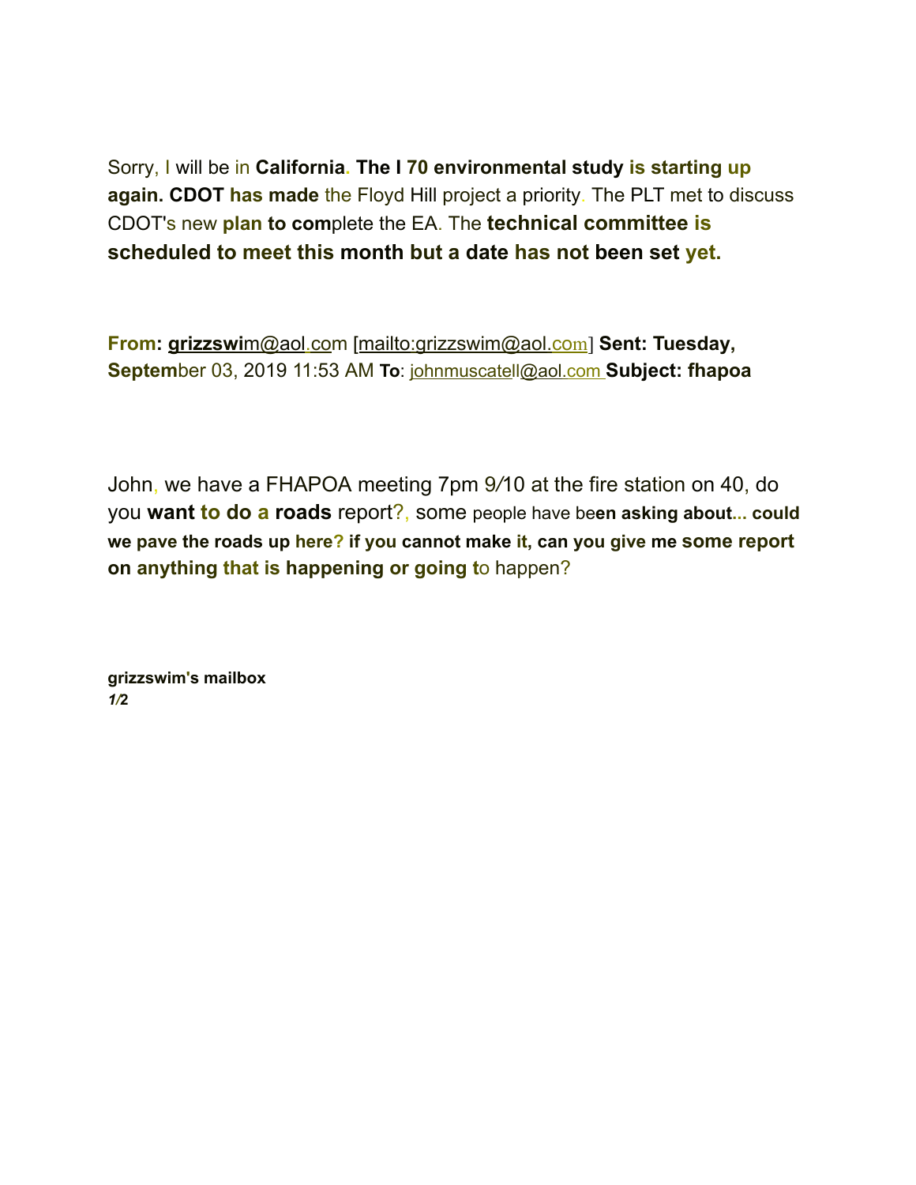Sorry, I will be in **California**. **The I 70 environmental study is starting up again. CDOT has made** the Floyd Hill project a priority. The PLT met to discuss CDOT's new **plan to com**plete the EA. The **technical committee is scheduled to meet this month but a date has not been set yet.**

**From: grizzswi**m@aol.com [mailto:grizzswim@aol.com] **Sent: Tuesday, Septem**ber 03, 2019 11:53 AM **To**: johnmuscatell@aol.com **Subject: fhapoa**

John, we have a FHAPOA meeting 7pm 9/10 at the fire station on 40, do you **want to do a roads** report?, some people have be**en asking about... could we pave the roads up here? if you cannot make it, can you give me some report on anything that is happening or going t**o happen?

**grizzswim's mailbox**